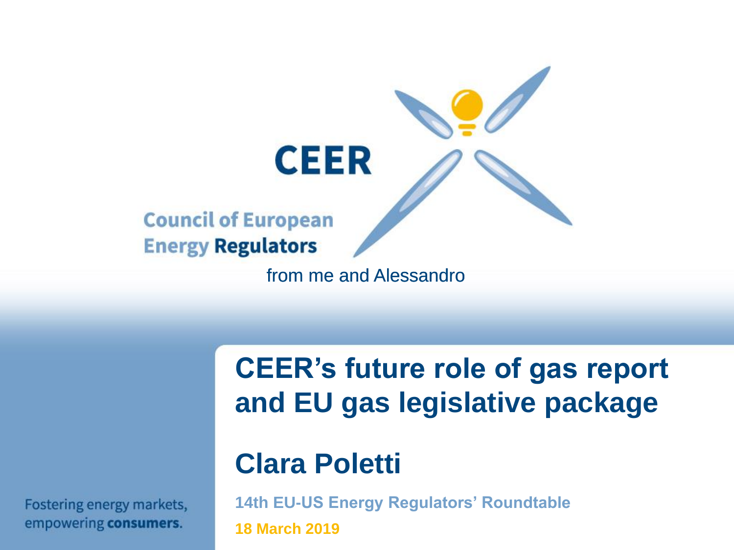**CEER**

**Council of European Energy Regulators**

from me and Alessandro

# CEER's future role of gas report and EU gas legislative package

## Clara Poletti

**14th EU-US Energy Regulators' Roundtable**

**18 March 2019**

Fostering energy markets, empowering **consumers**.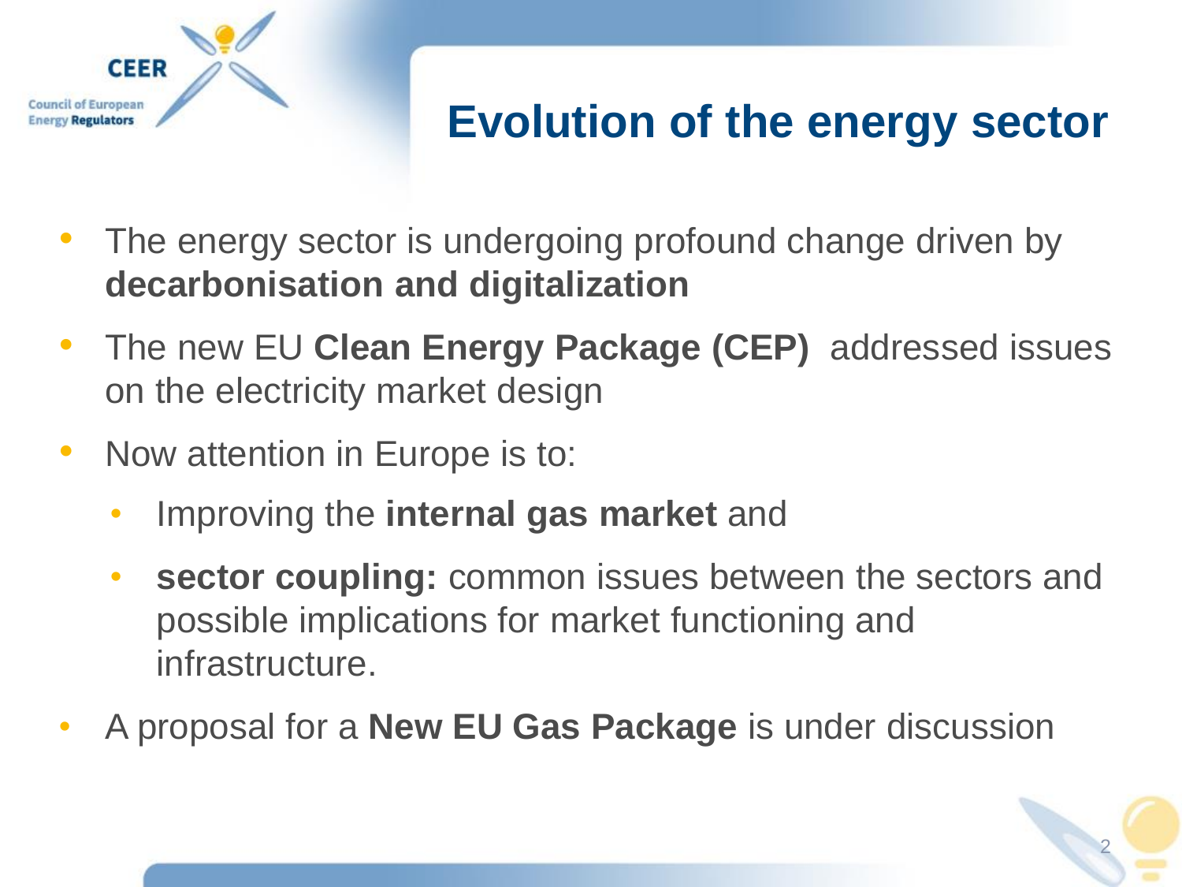# Evolution of the energy sector

- The energy sector is undergoing profound change driven by **decarbonisation and digitalization**
- The new EU **Clean Energy Package (CEP)** addressed issues on the electricity market design
- Now attention in Europe is to:
  - Improving the **internal gas market** and
  - **sector coupling:** common issues between the sectors and possible implications for market functioning and infrastructure.
- A proposal for a **New EU Gas Package** is under discussion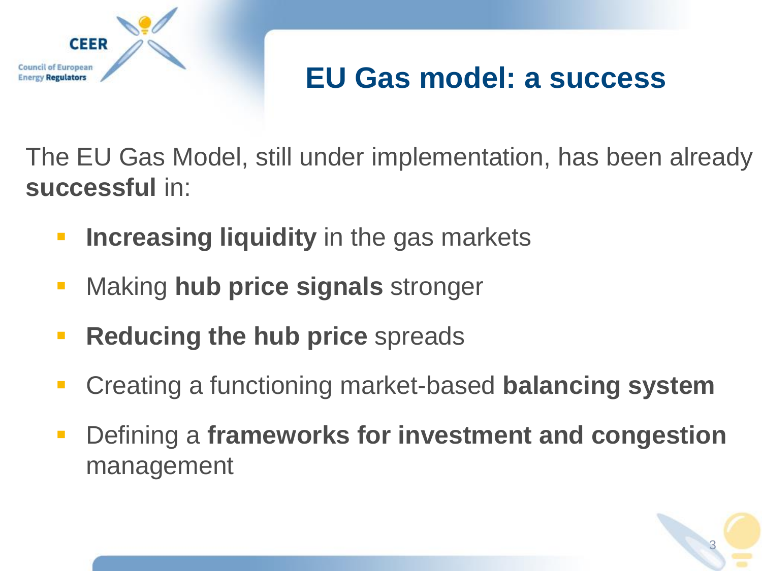# EU Gas model: a success

The EU Gas Model, still under implementation, has been already **successful** in:

- **Increasing liquidity** in the gas markets
- Making **hub price signals** stronger
- **Reducing the hub price** spreads
- Creating a functioning market-based **balancing system**
- Defining a **frameworks for investment and congestion** management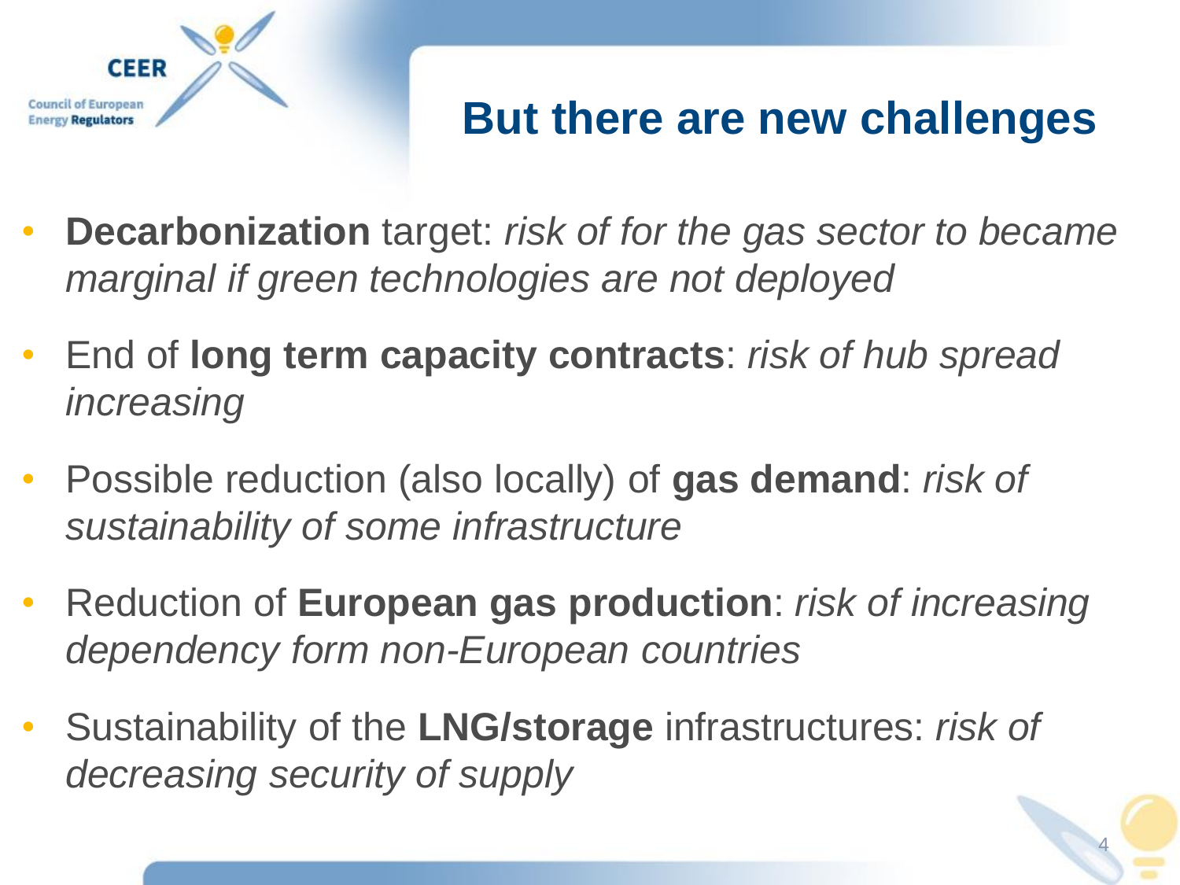# But there are new challenges

- **Decarbonization** target: *risk of for the gas sector to became marginal if green technologies are not deployed*
- End of **long term capacity contracts**: *risk of hub spread increasing*
- Possible reduction (also locally) of **gas demand**: *risk of sustainability of some infrastructure*
- Reduction of **European gas production**: *risk of increasing dependency form non-European countries*
- Sustainability of the **LNG/storage** infrastructures: *risk of decreasing security of supply*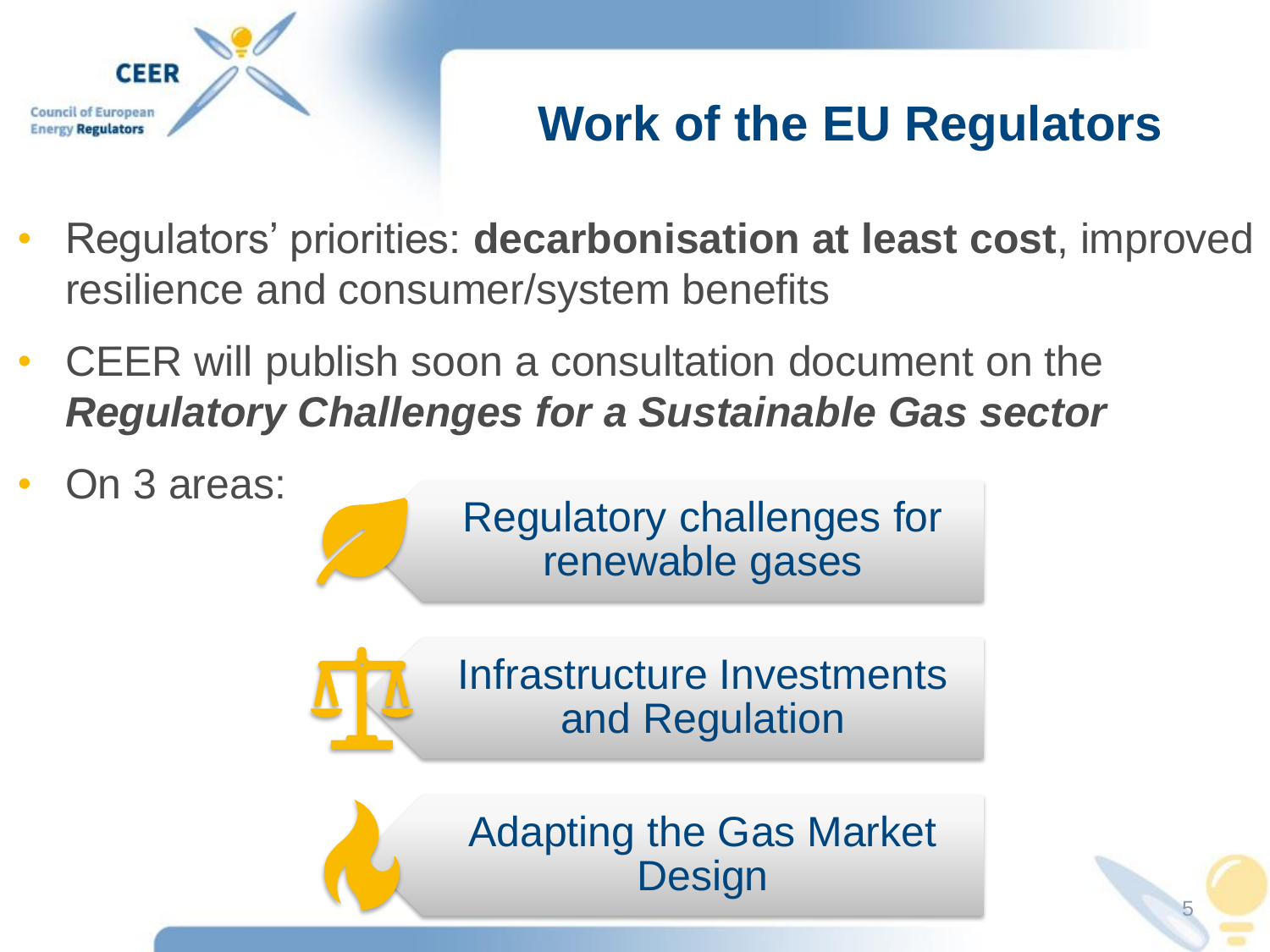# Work of the EU Regulators

- Regulators' priorities: **decarbonisation at least cost**, improved resilience and consumer/system benefits
- CEER will publish soon a consultation document on the ***Regulatory Challenges for a Sustainable Gas sector***
- On 3 areas:
  - Regulatory challenges for renewable gases
  - Infrastructure Investments and Regulation
  - Adapting the Gas Market Design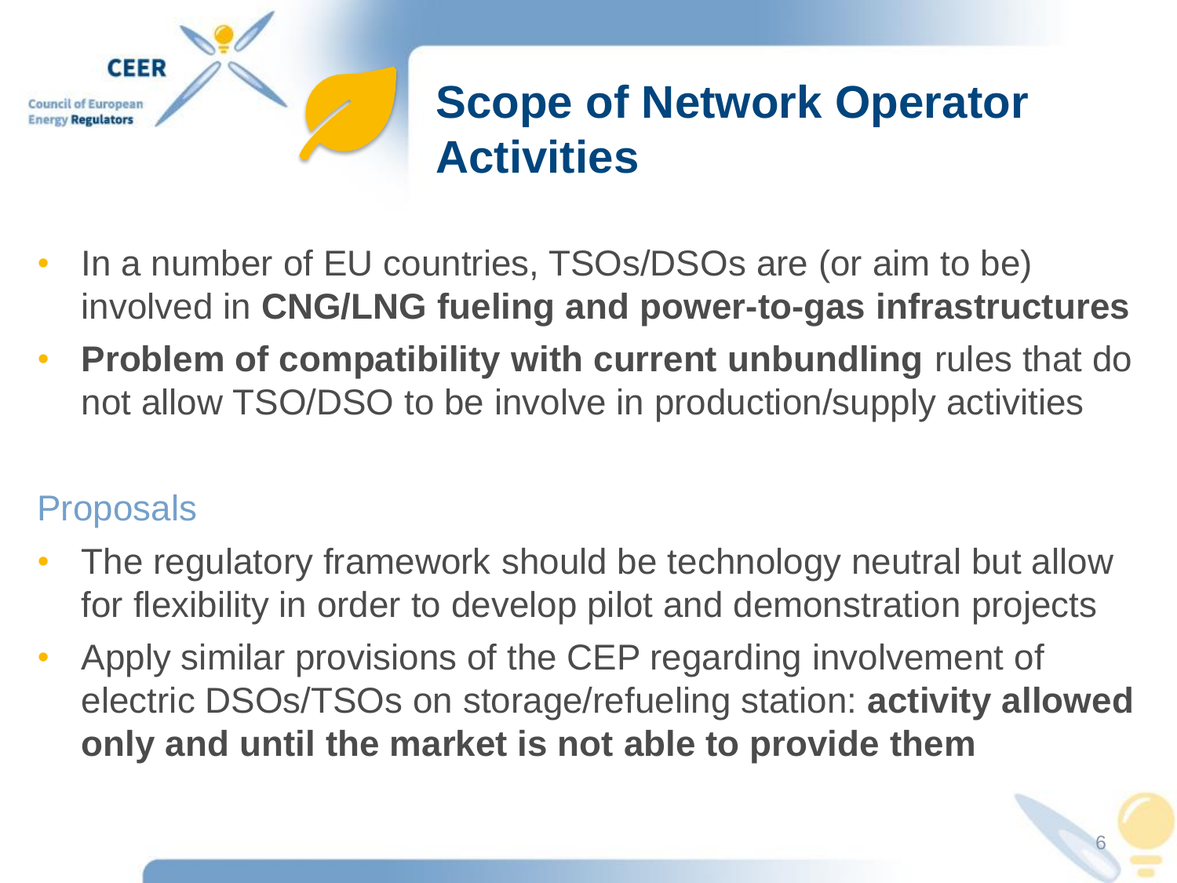# Scope of Network Operator Activities

- In a number of EU countries, TSOs/DSOs are (or aim to be) involved in **CNG/LNG fueling and power-to-gas infrastructures**
- **Problem of compatibility with current unbundling** rules that do not allow TSO/DSO to be involve in production/supply activities

## Proposals

- The regulatory framework should be technology neutral but allow for flexibility in order to develop pilot and demonstration projects
- Apply similar provisions of the CEP regarding involvement of electric DSOs/TSOs on storage/refueling station: **activity allowed only and until the market is not able to provide them**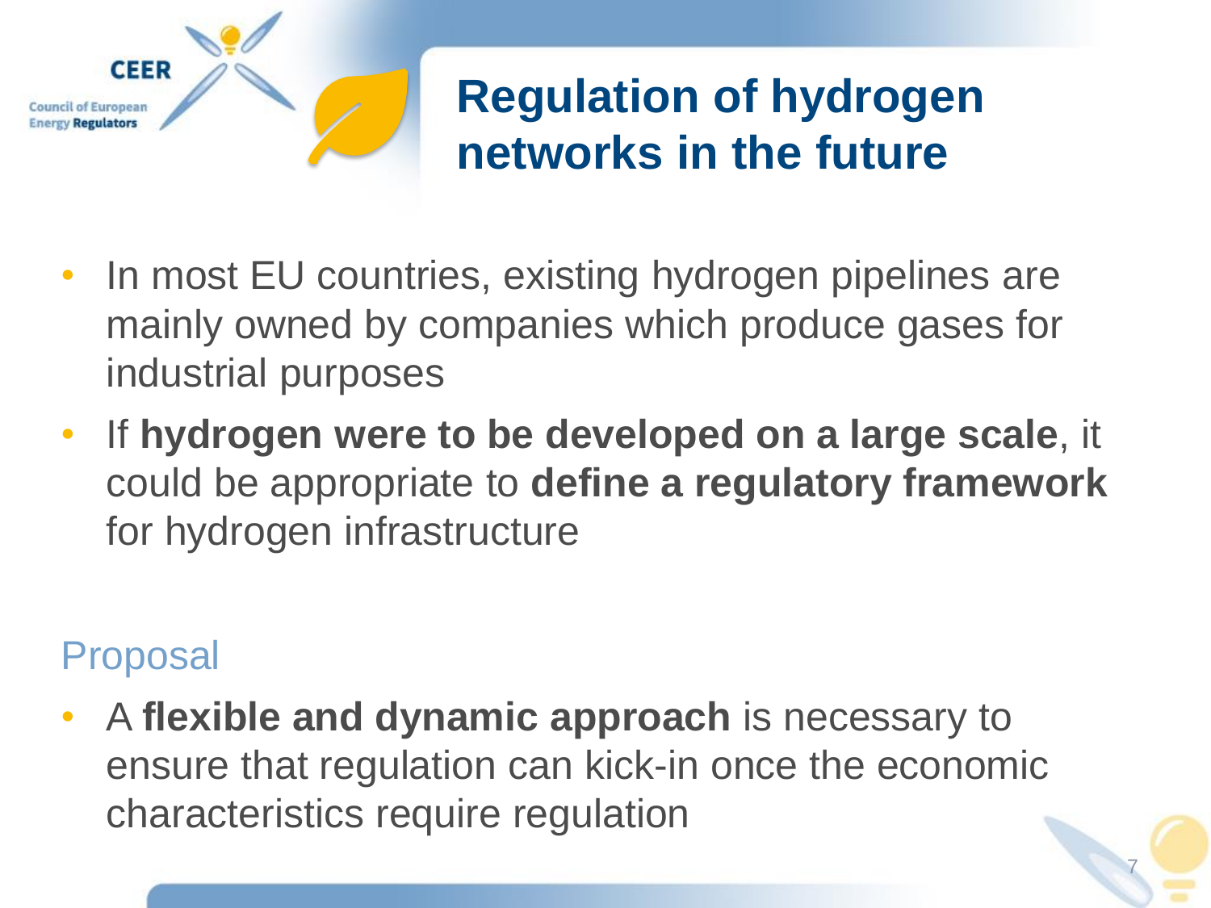# Regulation of hydrogen networks in the future

- In most EU countries, existing hydrogen pipelines are mainly owned by companies which produce gases for industrial purposes
- If **hydrogen were to be developed on a large scale**, it could be appropriate to **define a regulatory framework** for hydrogen infrastructure

## Proposal

- A **flexible and dynamic approach** is necessary to ensure that regulation can kick-in once the economic characteristics require regulation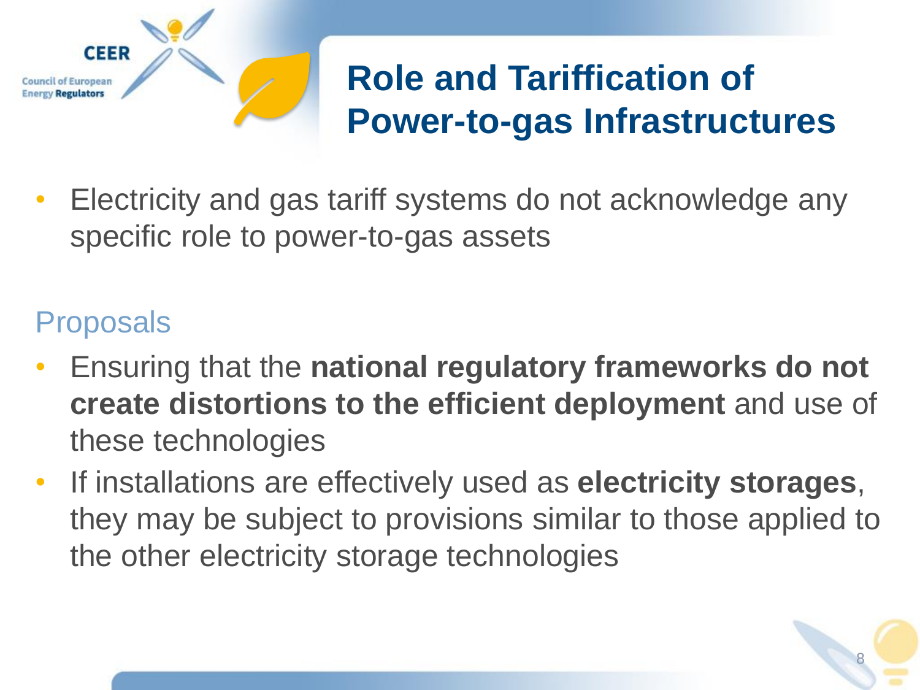# Role and Tariffication of Power-to-gas Infrastructures

- Electricity and gas tariff systems do not acknowledge any specific role to power-to-gas assets

## Proposals

- Ensuring that the **national regulatory frameworks do not create distortions to the efficient deployment** and use of these technologies
- If installations are effectively used as **electricity storages**, they may be subject to provisions similar to those applied to the other electricity storage technologies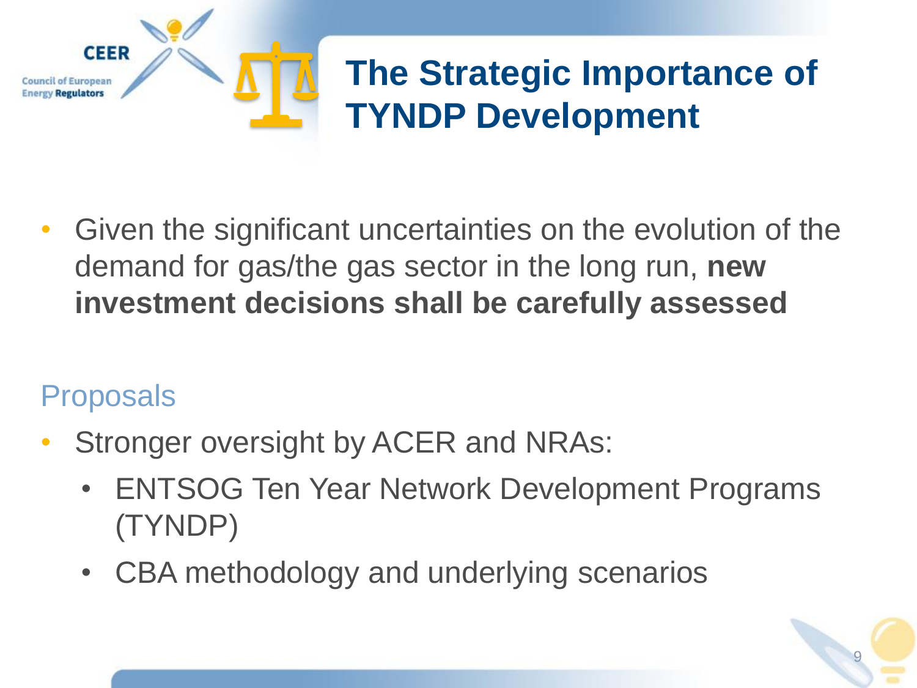# The Strategic Importance of TYNDP Development

- Given the significant uncertainties on the evolution of the demand for gas/the gas sector in the long run, **new investment decisions shall be carefully assessed**

## Proposals

- Stronger oversight by ACER and NRAs:
  - ENTSOG Ten Year Network Development Programs (TYNDP)
  - CBA methodology and underlying scenarios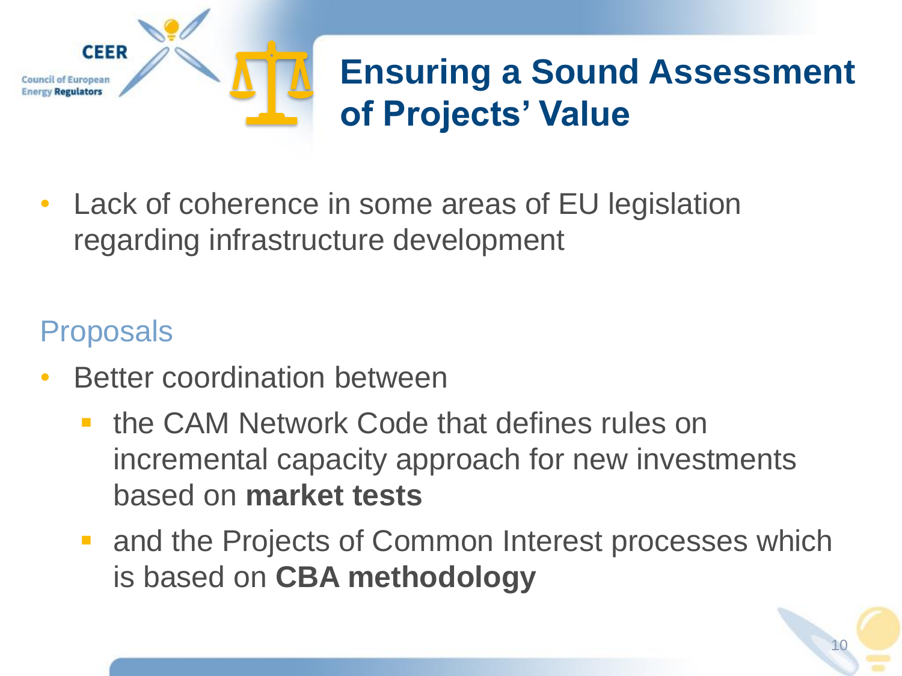# Ensuring a Sound Assessment of Projects' Value

- Lack of coherence in some areas of EU legislation regarding infrastructure development

## Proposals

- Better coordination between
  - the CAM Network Code that defines rules on incremental capacity approach for new investments based on **market tests**
  - and the Projects of Common Interest processes which is based on **CBA methodology**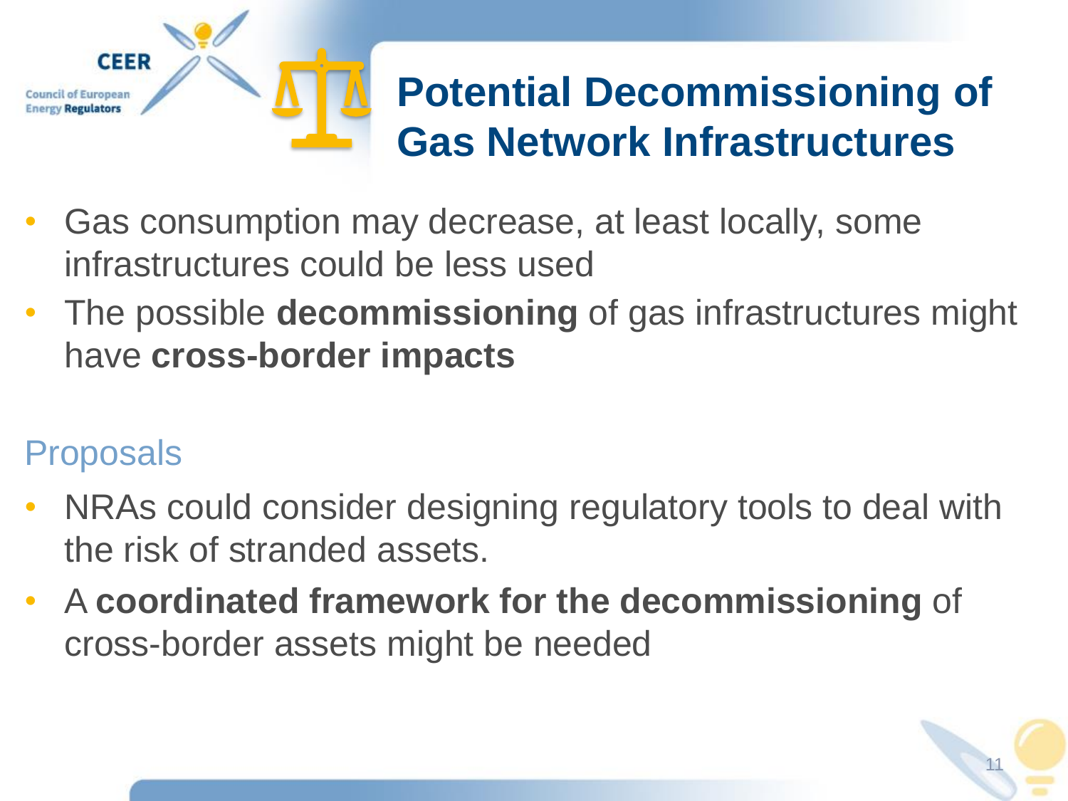# Potential Decommissioning of Gas Network Infrastructures

- Gas consumption may decrease, at least locally, some infrastructures could be less used
- The possible **decommissioning** of gas infrastructures might have **cross-border impacts**

## Proposals

- NRAs could consider designing regulatory tools to deal with the risk of stranded assets.
- A **coordinated framework for the decommissioning** of cross-border assets might be needed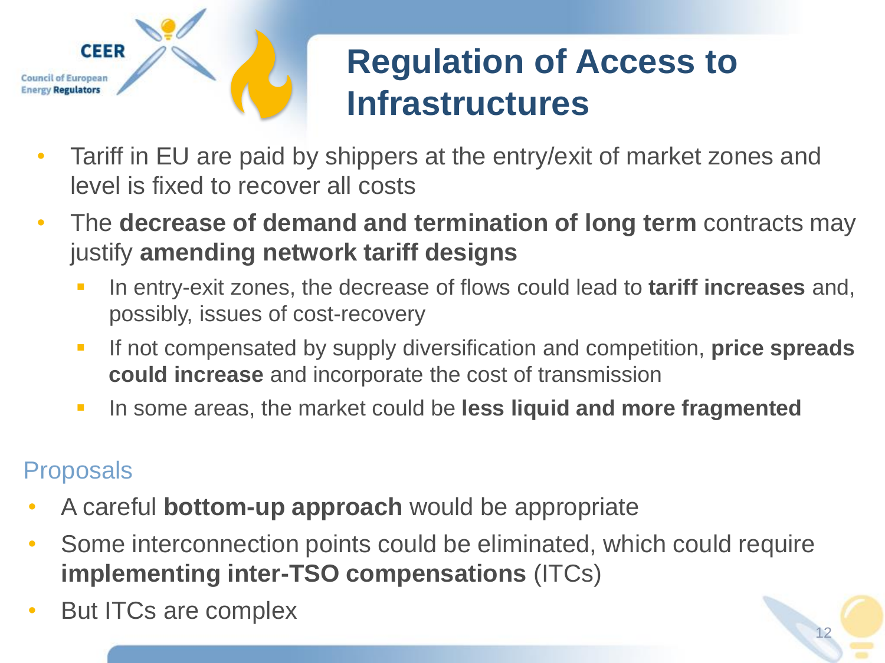# Regulation of Access to Infrastructures

- Tariff in EU are paid by shippers at the entry/exit of market zones and level is fixed to recover all costs
- The **decrease of demand and termination of long term** contracts may justify **amending network tariff designs**
  - In entry-exit zones, the decrease of flows could lead to **tariff increases** and, possibly, issues of cost-recovery
  - If not compensated by supply diversification and competition, **price spreads could increase** and incorporate the cost of transmission
  - In some areas, the market could be **less liquid and more fragmented**

## Proposals

- A careful **bottom-up approach** would be appropriate
- Some interconnection points could be eliminated, which could require **implementing inter-TSO compensations** (ITCs)
- But ITCs are complex